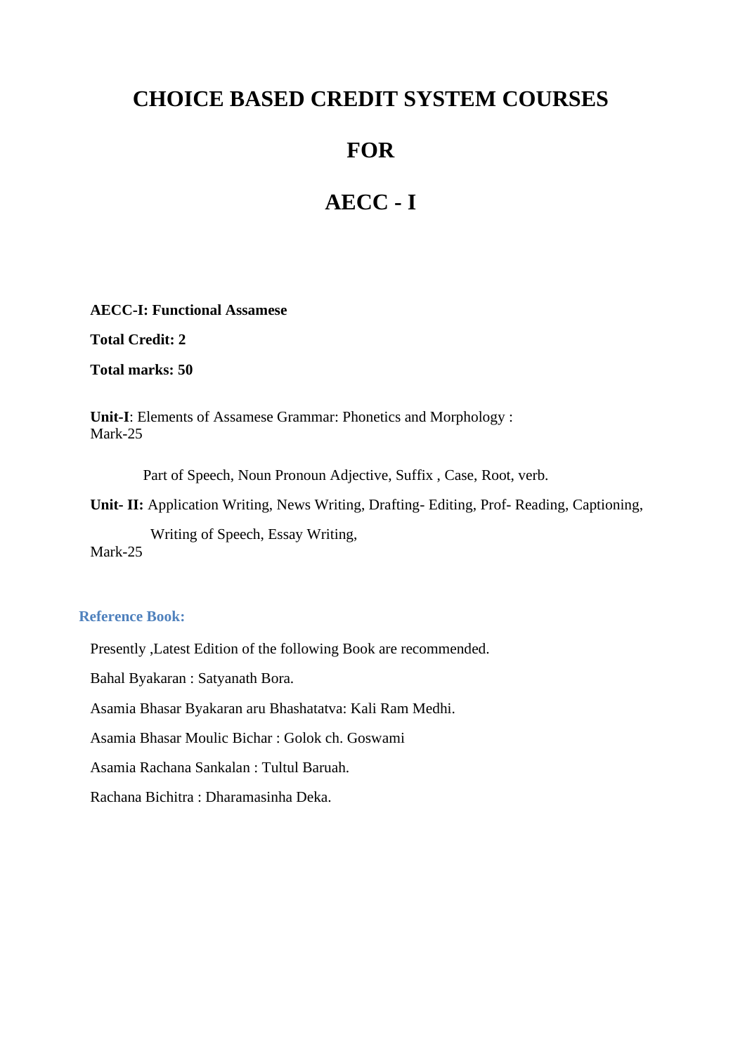# CHOICE BASED CREDIT SYSTEM COURSES

# FOR

# AECC - I

**AECC-I: Functional Assamese**

**Total Credit: 2**

**Total marks: 50**

**Unit-I**: Elements of Assamese Grammar: Phonetics and Morphology :
Mark-25

Part of Speech, Noun Pronoun Adjective, Suffix , Case, Root, verb.

**Unit- II:** Application Writing, News Writing, Drafting- Editing, Prof- Reading, Captioning,

Writing of Speech, Essay Writing,
Mark-25

### Reference Book:

Presently ,Latest Edition of the following Book are recommended.

Bahal Byakaran : Satyanath Bora.

Asamia Bhasar Byakaran aru Bhashatatva: Kali Ram Medhi.

Asamia Bhasar Moulic Bichar : Golok ch. Goswami

Asamia Rachana Sankalan : Tultul Baruah.

Rachana Bichitra : Dharamasinha Deka.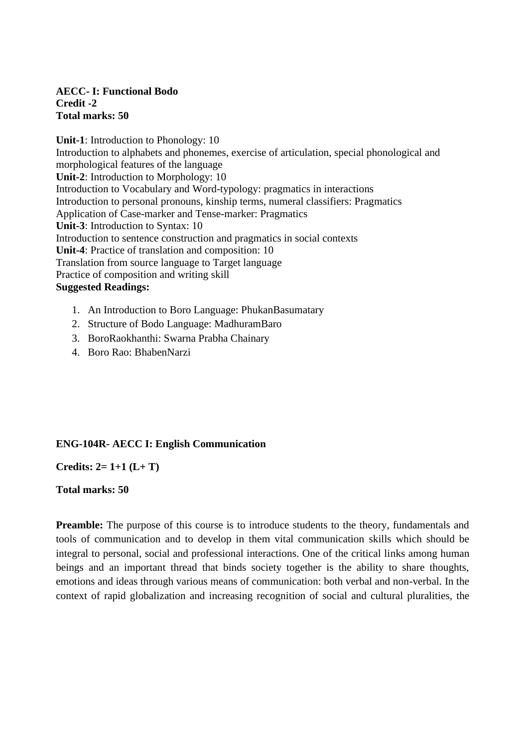**AECC- I: Functional Bodo**
**Credit -2**
**Total marks: 50**

**Unit-1**: Introduction to Phonology: 10
Introduction to alphabets and phonemes, exercise of articulation, special phonological and morphological features of the language
**Unit-2**: Introduction to Morphology: 10
Introduction to Vocabulary and Word-typology: pragmatics in interactions
Introduction to personal pronouns, kinship terms, numeral classifiers: Pragmatics
Application of Case-marker and Tense-marker: Pragmatics
**Unit-3**: Introduction to Syntax: 10
Introduction to sentence construction and pragmatics in social contexts
**Unit-4**: Practice of translation and composition: 10
Translation from source language to Target language
Practice of composition and writing skill
**Suggested Readings:**

1. An Introduction to Boro Language: PhukanBasumatary
2. Structure of Bodo Language: MadhuramBaro
3. BoroRaokhanthi: Swarna Prabha Chainary
4. Boro Rao: BhabenNarzi

**ENG-104R- AECC I: English Communication**

**Credits: 2= 1+1 (L+ T)**

**Total marks: 50**

**Preamble:** The purpose of this course is to introduce students to the theory, fundamentals and tools of communication and to develop in them vital communication skills which should be integral to personal, social and professional interactions. One of the critical links among human beings and an important thread that binds society together is the ability to share thoughts, emotions and ideas through various means of communication: both verbal and non-verbal. In the context of rapid globalization and increasing recognition of social and cultural pluralities, the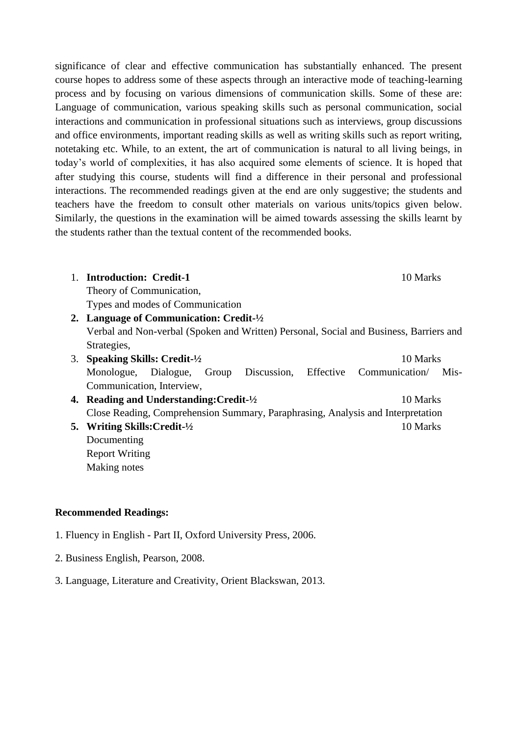significance of clear and effective communication has substantially enhanced. The present course hopes to address some of these aspects through an interactive mode of teaching-learning process and by focusing on various dimensions of communication skills. Some of these are: Language of communication, various speaking skills such as personal communication, social interactions and communication in professional situations such as interviews, group discussions and office environments, important reading skills as well as writing skills such as report writing, notetaking etc. While, to an extent, the art of communication is natural to all living beings, in today's world of complexities, it has also acquired some elements of science. It is hoped that after studying this course, students will find a difference in their personal and professional interactions. The recommended readings given at the end are only suggestive; the students and teachers have the freedom to consult other materials on various units/topics given below. Similarly, the questions in the examination will be aimed towards assessing the skills learnt by the students rather than the textual content of the recommended books.

1. **Introduction: Credit-1** — 10 Marks
   Theory of Communication,
   Types and modes of Communication
2. **Language of Communication: Credit-½**
   Verbal and Non-verbal (Spoken and Written) Personal, Social and Business, Barriers and Strategies,
3. **Speaking Skills: Credit-½** — 10 Marks
   Monologue, Dialogue, Group Discussion, Effective Communication/ Mis-Communication, Interview,
4. **Reading and Understanding:Credit-½** — 10 Marks
   Close Reading, Comprehension Summary, Paraphrasing, Analysis and Interpretation
5. **Writing Skills:Credit-½** — 10 Marks
   Documenting
   Report Writing
   Making notes

**Recommended Readings:**

1. Fluency in English - Part II, Oxford University Press, 2006.

2. Business English, Pearson, 2008.

3. Language, Literature and Creativity, Orient Blackswan, 2013.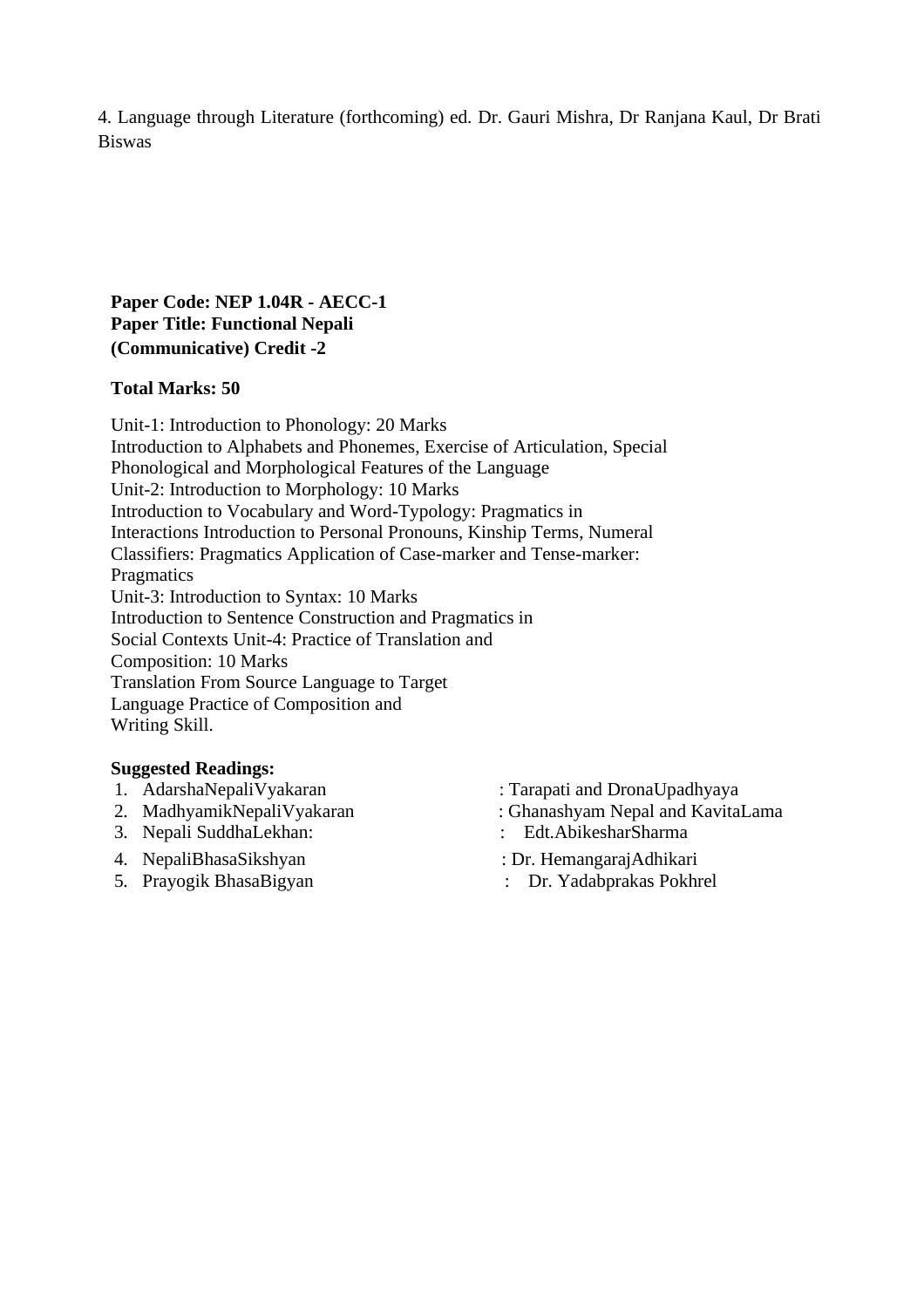4. Language through Literature (forthcoming) ed. Dr. Gauri Mishra, Dr Ranjana Kaul, Dr Brati Biswas

**Paper Code: NEP 1.04R - AECC-1**
**Paper Title: Functional Nepali (Communicative) Credit -2**

**Total Marks: 50**

Unit-1: Introduction to Phonology: 20 Marks
Introduction to Alphabets and Phonemes, Exercise of Articulation, Special Phonological and Morphological Features of the Language
Unit-2: Introduction to Morphology: 10 Marks
Introduction to Vocabulary and Word-Typology: Pragmatics in Interactions Introduction to Personal Pronouns, Kinship Terms, Numeral Classifiers: Pragmatics Application of Case-marker and Tense-marker: Pragmatics
Unit-3: Introduction to Syntax: 10 Marks
Introduction to Sentence Construction and Pragmatics in Social Contexts Unit-4: Practice of Translation and Composition: 10 Marks
Translation From Source Language to Target Language Practice of Composition and Writing Skill.

**Suggested Readings:**

1. AdarshaNepaliVyakaran : Tarapati and DronaUpadhyaya
2. MadhyamikNepaliVyakaran : Ghanashyam Nepal and KavitaLama
3. Nepali SuddhaLekhan: : Edt.AbikesharSharma
4. NepaliBhasaSikshyan : Dr. HemangarajAdhikari
5. Prayogik BhasaBigyan : Dr. Yadabprakas Pokhrel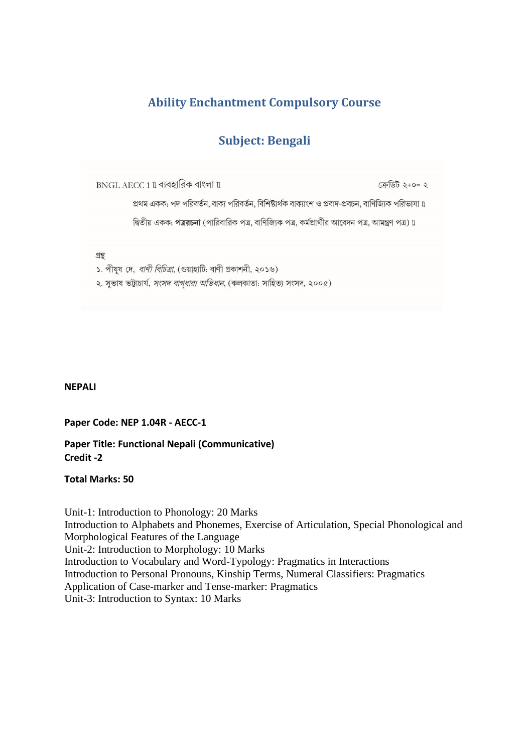## Ability Enchantment Compulsory Course

## Subject: Bengali

BNGL AECC 1 ॥ ব্যবহারিক বাংলা ॥ ক্রেডিট ২+০= ২

প্রথম একক: পদ পরিবর্তন, বাক্য পরিবর্তন, বিশিষ্টার্থক বাক্যাংশ ও প্রবাদ-প্রবচন, বাণিজ্যিক পরিভাষা ॥

দ্বিতীয় একক: **পত্ররচনা** (পারিবারিক পত্র, বাণিজ্যিক পত্র, কর্মপ্রার্থীর আবেদন পত্র, আমন্ত্রণ পত্র) ॥

গ্রন্থ

১. পীযূষ দে, *বাণী বিচিত্রা*, (গুয়াহাটি: বাণী প্রকাশনী, ২০১৬)

২. সুভাষ ভট্টাচার্য, *সংসদ বাগ্‌ধারা অভিধান*, (কলকাতা: সাহিত্য সংসদ, ২০০৫)

**NEPALI**

**Paper Code: NEP 1.04R - AECC-1**

**Paper Title: Functional Nepali (Communicative)**
**Credit -2**

**Total Marks: 50**

Unit-1: Introduction to Phonology: 20 Marks
Introduction to Alphabets and Phonemes, Exercise of Articulation, Special Phonological and Morphological Features of the Language
Unit-2: Introduction to Morphology: 10 Marks
Introduction to Vocabulary and Word-Typology: Pragmatics in Interactions
Introduction to Personal Pronouns, Kinship Terms, Numeral Classifiers: Pragmatics
Application of Case-marker and Tense-marker: Pragmatics
Unit-3: Introduction to Syntax: 10 Marks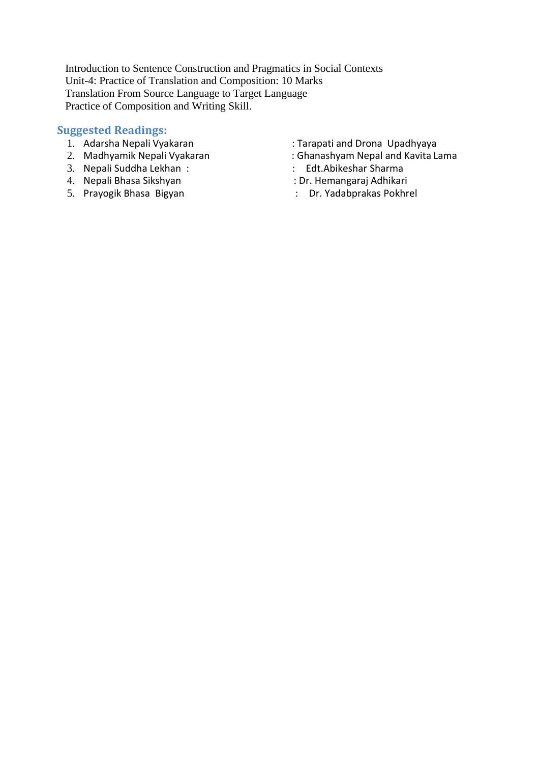Introduction to Sentence Construction and Pragmatics in Social Contexts
Unit-4: Practice of Translation and Composition: 10 Marks
Translation From Source Language to Target Language
Practice of Composition and Writing Skill.

## Suggested Readings:

1. Adarsha Nepali Vyakaran : Tarapati and Drona Upadhyaya
2. Madhyamik Nepali Vyakaran : Ghanashyam Nepal and Kavita Lama
3. Nepali Suddha Lekhan : Edt.Abikeshar Sharma
4. Nepali Bhasa Sikshyan : Dr. Hemangaraj Adhikari
5. Prayogik Bhasa Bigyan : Dr. Yadabprakas Pokhrel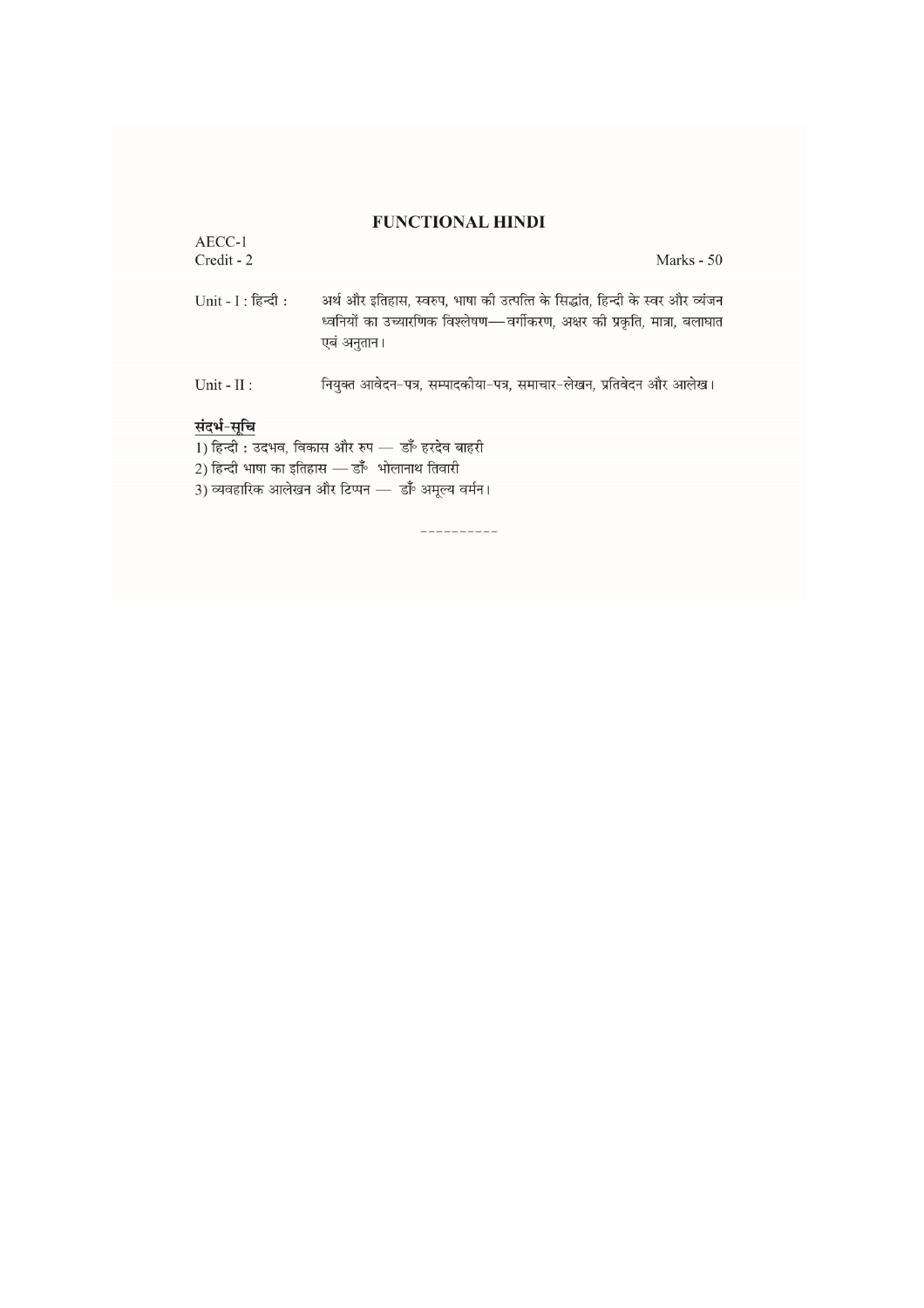# FUNCTIONAL HINDI

AECC-1

Credit - 2 | Marks - 50

**Unit - I : हिन्दी :** अर्थ और इतिहास, स्वरुप, भाषा की उत्पत्ति के सिद्धांत, हिन्दी के स्वर और व्यंजन ध्वनियों का उच्चारणिक विश्लेषण—वर्गीकरण, अक्षर की प्रकृति, मात्रा, बलाघात एवं अनुतान।

**Unit - II :** नियुक्त आवेदन-पत्र, सम्पादकीया-पत्र, समाचार-लेखन, प्रतिवेदन और आलेख।

**संदर्भ-सूचि**

1) हिन्दी : उदभव, विकास और रुप — डॉ॰ हरदेव बाहरी
2) हिन्दी भाषा का इतिहास — डॉ॰ भोलानाथ तिवारी
3) व्यवहारिक आलेखन और टिप्पन — डॉ॰ अमूल्य वर्मन।

----------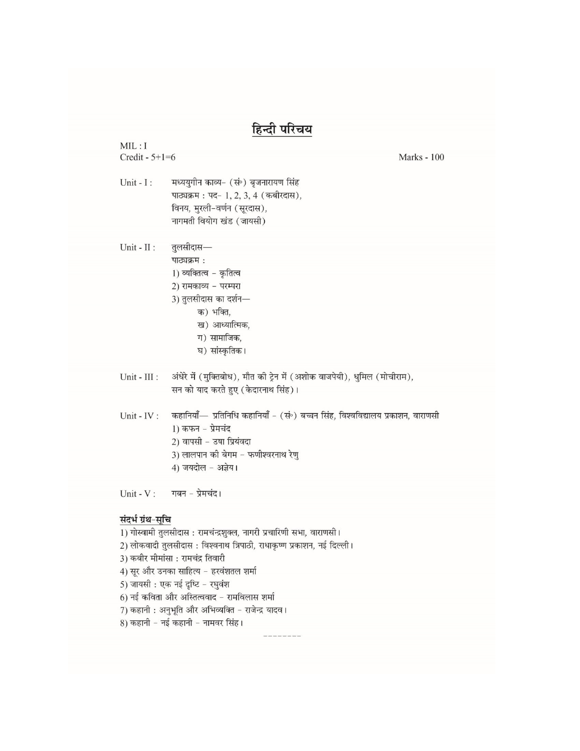# हिन्दी परिचय

MIL : I
Credit - 5+1=6 Marks - 100

Unit - I : मध्ययुगीन काव्य- (सं॰) बृजनारायण सिंह
पाठ्यक्रम : पद- 1, 2, 3, 4 (कबीरदास),
विनय, मुरली-वर्णन (सूरदास),
नागमती वियोग खंड (जायसी)

Unit - II : तुलसीदास—
पाठ्यक्रम :
1) व्यक्तित्व - कृतित्व
2) रामकाव्य - परम्परा
3) तुलसीदास का दर्शन—
   क) भक्ति,
   ख) आध्यात्मिक,
   ग) सामाजिक,
   घ) सांस्कृतिक।

Unit - III : अंधेरे में (मुक्तिबोध), मौत की ट्रेन में (अशोक वाजपेयी), धुमिल (मोचीराम), सन को याद करते हुए (केदारनाथ सिंह)।

Unit - IV : कहानियाँ— प्रतिनिधि कहानियाँ - (सं॰) बच्चन सिंह, विश्वविद्यालय प्रकाशन, वाराणसी
1) कफन - प्रेमचंद
2) वापसी - उषा प्रियंवदा
3) लालपान की बेगम - फणीश्वरनाथ रेणु
4) जयदोल - अज्ञेय।

Unit - V : गबन - प्रेमचंद।

## संदर्भ ग्रंथ-सूचि

1) गोस्वामी तुलसीदास : रामचंन्द्रशुक्ल, नागरी प्रचारिणी सभा, वाराणसी।
2) लोकवादी तुलसीदास : विश्वनाथ त्रिपाठी, राधाकृष्ण प्रकाशन, नई दिल्ली।
3) कबीर मीमांसा : रामचंद्र तिवारी
4) सूर और उनका साहित्य - हरवंशतल शर्मा
5) जायसी : एक नई दृष्टि - रघुवंश
6) नई कविता और अस्तित्ववाद - रामविलास शर्मा
7) कहानी : अनुभूति और अभिव्यक्ति - राजेन्द्र यादव।
8) कहानी - नई कहानी - नामवर सिंह।

--------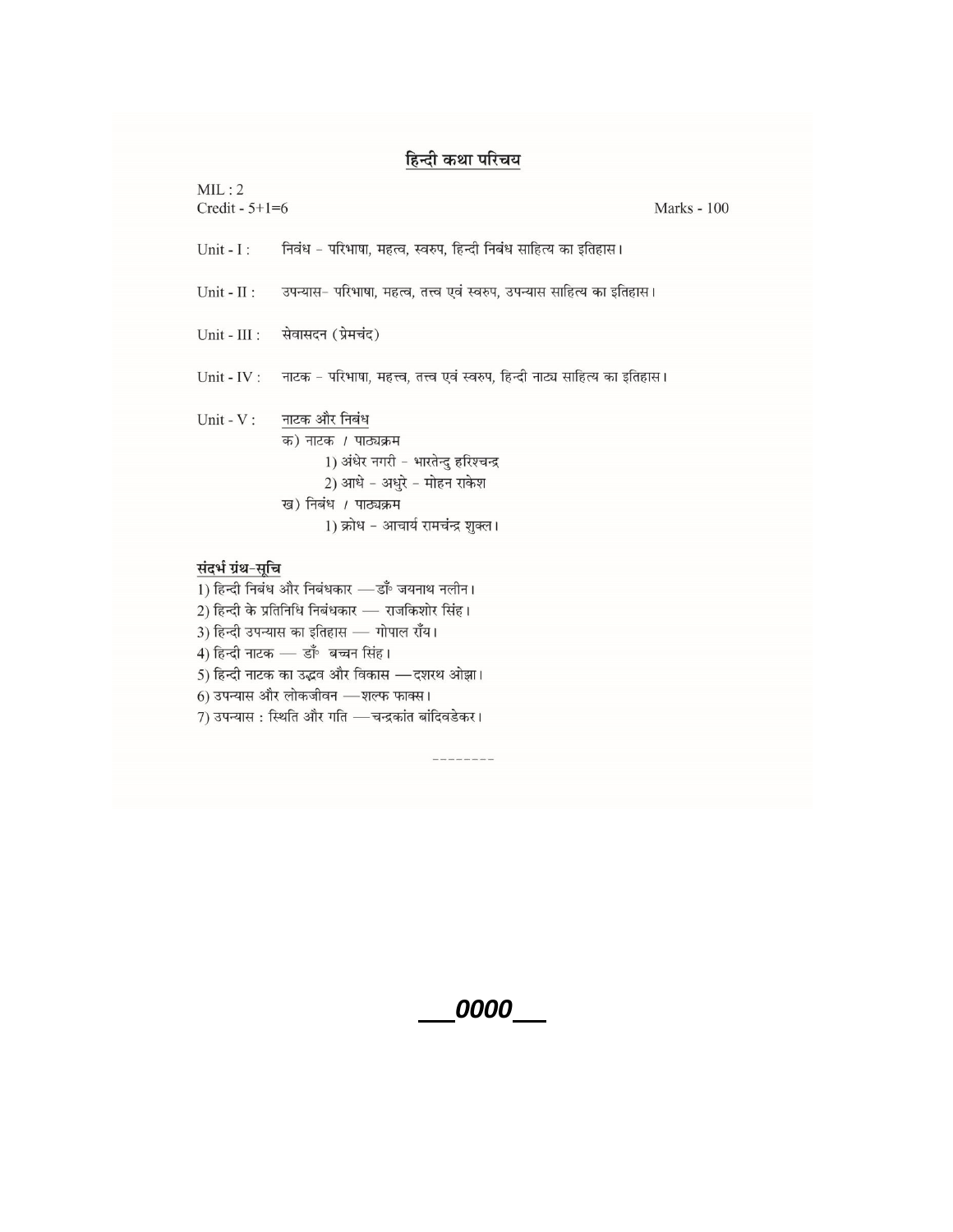## हिन्दी कथा परिचय

MIL : 2
Credit - 5+1=6 Marks - 100

Unit - I : निवंध - परिभाषा, महत्व, स्वरुप, हिन्दी निबंध साहित्य का इतिहास।

Unit - II : उपन्यास- परिभाषा, महत्व, तत्त्व एवं स्वरुप, उपन्यास साहित्य का इतिहास।

Unit - III : सेवासदन (प्रेमचंद)

Unit - IV : नाटक - परिभाषा, महत्त्व, तत्त्व एवं स्वरुप, हिन्दी नाट्य साहित्य का इतिहास।

Unit - V : नाटक और निबंध

क) नाटक / पाठ्यक्रम

1) अंधेर नगरी - भारतेन्दु हरिश्चन्द्र
2) आधे - अधुरे - मोहन राकेश

ख) निबंध / पाठ्यक्रम

1) क्रोध - आचार्य रामचंन्द्र शुक्ल।

### संदर्भ ग्रंथ-सूचि

1) हिन्दी निबंध और निबंधकार —डाँ॰ जयनाथ नलीन।
2) हिन्दी के प्रतिनिधि निबंधकार — राजकिशोर सिंह।
3) हिन्दी उपन्यास का इतिहास — गोपाल राँय।
4) हिन्दी नाटक — डाँ॰ बच्चन सिंह।
5) हिन्दी नाटक का उद्भव और विकास —दशरथ ओझा।
6) उपन्यास और लोकजीवन —शल्फ फाक्स।
7) उपन्यास : स्थिति और गति —चन्द्रकांत बांदिवडेकर।

--------

___0000___